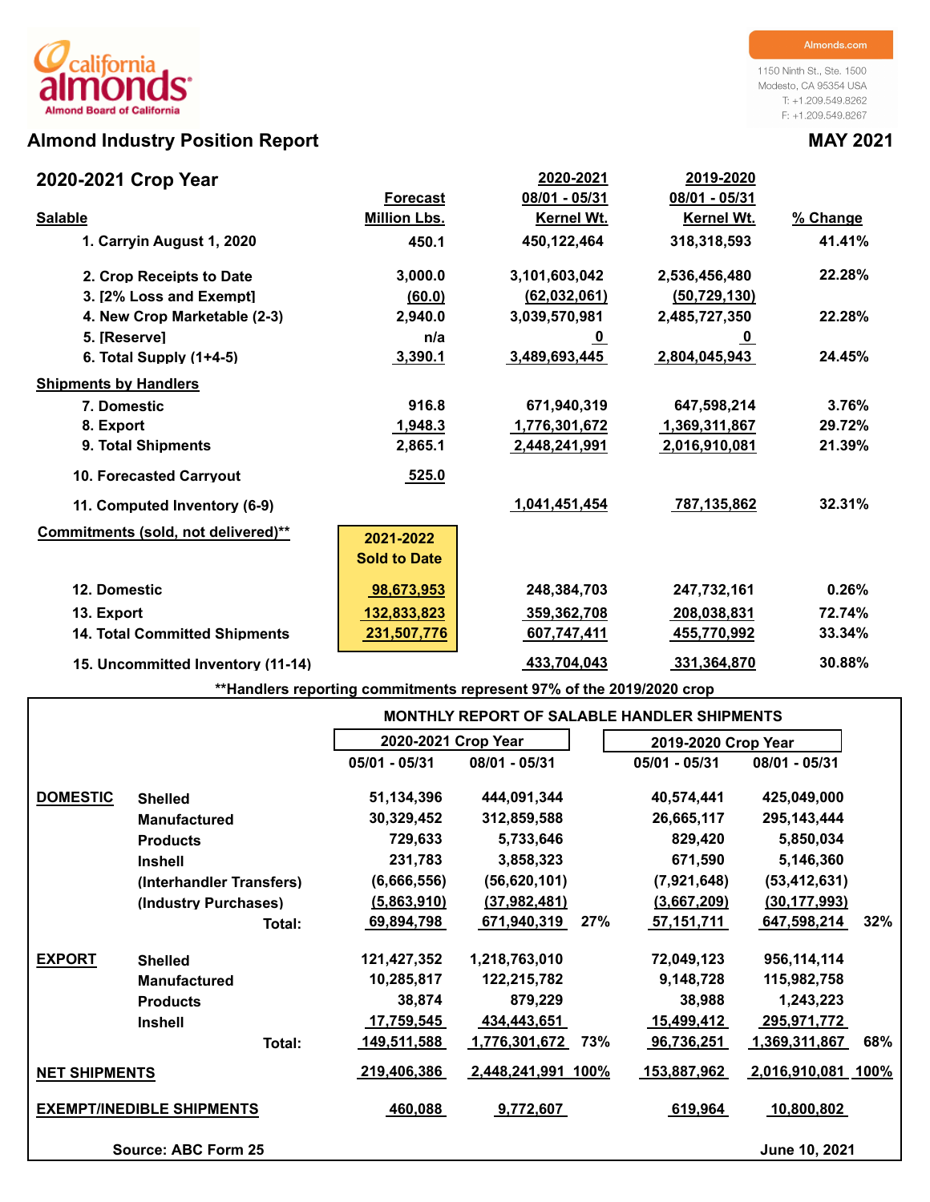california almonds
Almond Board of California

Almonds.com

1150 Ninth St., Ste. 1500
Modesto, CA 95354 USA
T: +1.209.549.8262
F: +1.209.549.8267

# Almond Industry Position Report

**MAY 2021**

## 2020-2021 Crop Year

| Salable | Forecast Million Lbs. | 2020-2021 08/01 - 05/31 Kernel Wt. | 2019-2020 08/01 - 05/31 Kernel Wt. | % Change |
|---|---|---|---|---|
| 1. Carryin August 1, 2020 | 450.1 | 450,122,464 | 318,318,593 | 41.41% |
| 2. Crop Receipts to Date | 3,000.0 | 3,101,603,042 | 2,536,456,480 | 22.28% |
| 3. [2% Loss and Exempt] | (60.0) | (62,032,061) | (50,729,130) | |
| 4. New Crop Marketable (2-3) | 2,940.0 | 3,039,570,981 | 2,485,727,350 | 22.28% |
| 5. [Reserve] | n/a | 0 | 0 | |
| 6. Total Supply (1+4-5) | 3,390.1 | 3,489,693,445 | 2,804,045,943 | 24.45% |
| **Shipments by Handlers** | | | | |
| 7. Domestic | 916.8 | 671,940,319 | 647,598,214 | 3.76% |
| 8. Export | 1,948.3 | 1,776,301,672 | 1,369,311,867 | 29.72% |
| 9. Total Shipments | 2,865.1 | 2,448,241,991 | 2,016,910,081 | 21.39% |
| 10. Forecasted Carryout | 525.0 | | | |
| 11. Computed Inventory (6-9) | | 1,041,451,454 | 787,135,862 | 32.31% |
| **Commitments (sold, not delivered)\*\*** | **2021-2022 Sold to Date** | | | |
| 12. Domestic | 98,673,953 | 248,384,703 | 247,732,161 | 0.26% |
| 13. Export | 132,833,823 | 359,362,708 | 208,038,831 | 72.74% |
| 14. Total Committed Shipments | 231,507,776 | 607,747,411 | 455,770,992 | 33.34% |
| 15. Uncommitted Inventory (11-14) | | 433,704,043 | 331,364,870 | 30.88% |

\*\*Handlers reporting commitments represent 97% of the 2019/2020 crop

### MONTHLY REPORT OF SALABLE HANDLER SHIPMENTS

| | | 2020-2021 Crop Year 05/01 - 05/31 | 2020-2021 Crop Year 08/01 - 05/31 | | 2019-2020 Crop Year 05/01 - 05/31 | 2019-2020 Crop Year 08/01 - 05/31 | |
|---|---|---|---|---|---|---|---|
| **DOMESTIC** | Shelled | 51,134,396 | 444,091,344 | | 40,574,441 | 425,049,000 | |
| | Manufactured | 30,329,452 | 312,859,588 | | 26,665,117 | 295,143,444 | |
| | Products | 729,633 | 5,733,646 | | 829,420 | 5,850,034 | |
| | Inshell | 231,783 | 3,858,323 | | 671,590 | 5,146,360 | |
| | (Interhandler Transfers) | (6,666,556) | (56,620,101) | | (7,921,648) | (53,412,631) | |
| | (Industry Purchases) | (5,863,910) | (37,982,481) | | (3,667,209) | (30,177,993) | |
| | Total: | 69,894,798 | 671,940,319 | 27% | 57,151,711 | 647,598,214 | 32% |
| **EXPORT** | Shelled | 121,427,352 | 1,218,763,010 | | 72,049,123 | 956,114,114 | |
| | Manufactured | 10,285,817 | 122,215,782 | | 9,148,728 | 115,982,758 | |
| | Products | 38,874 | 879,229 | | 38,988 | 1,243,223 | |
| | Inshell | 17,759,545 | 434,443,651 | | 15,499,412 | 295,971,772 | |
| | Total: | 149,511,588 | 1,776,301,672 | 73% | 96,736,251 | 1,369,311,867 | 68% |
| **NET SHIPMENTS** | | 219,406,386 | 2,448,241,991 | 100% | 153,887,962 | 2,016,910,081 | 100% |
| **EXEMPT/INEDIBLE SHIPMENTS** | | 460,088 | 9,772,607 | | 619,964 | 10,800,802 | |

Source: ABC Form 25

June 10, 2021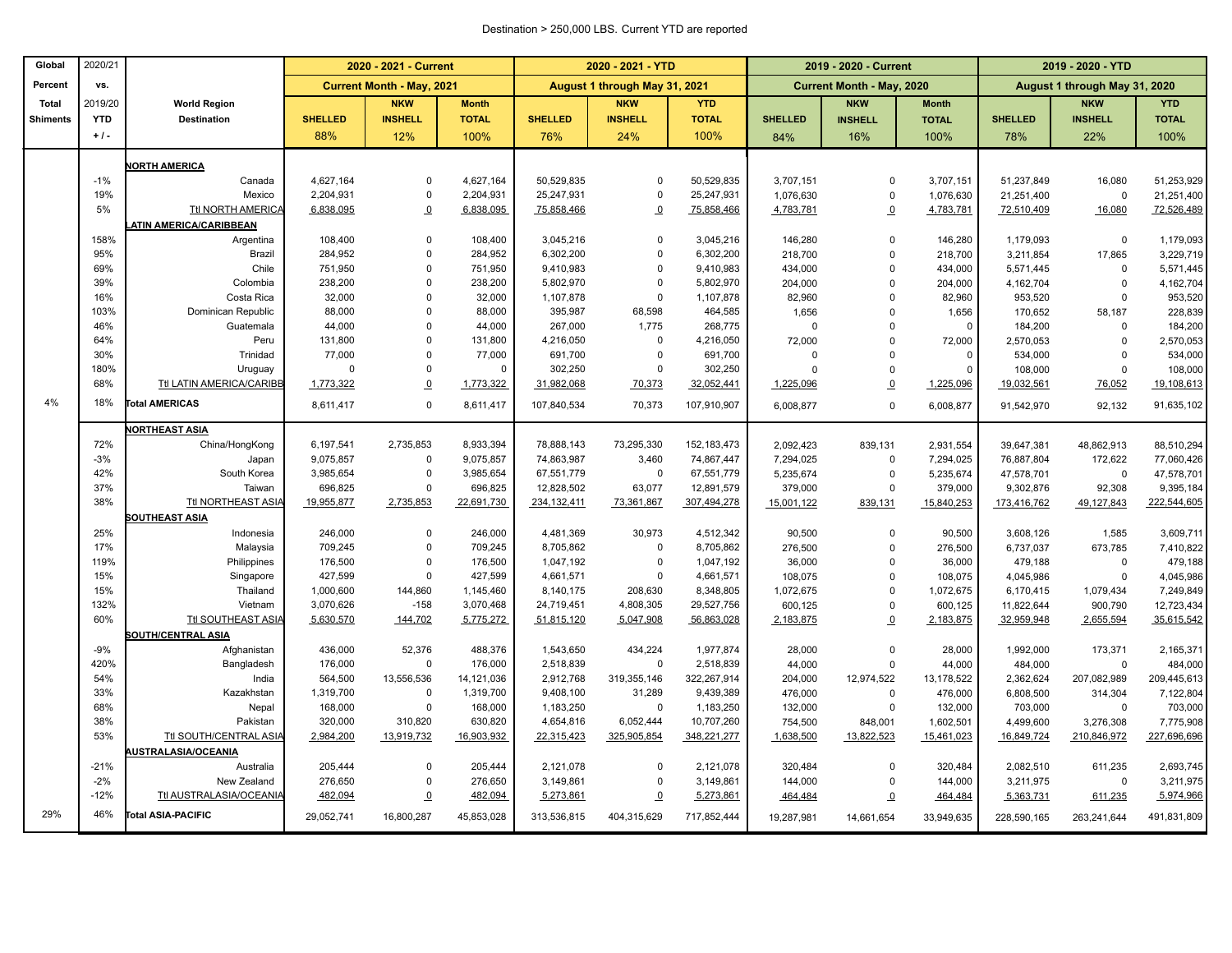Destination > 250,000 LBS. Current YTD are reported

| Global Percent Total Shiments | 2020/21 vs. 2019/20 YTD + / - | World Region Destination | 2020 - 2021 - Current Current Month - May, 2021 SHELLED 88% | NKW INSHELL 12% | Month TOTAL 100% | 2020 - 2021 - YTD August 1 through May 31, 2021 SHELLED 76% | NKW INSHELL 24% | YTD TOTAL 100% | 2019 - 2020 - Current Current Month - May, 2020 SHELLED 84% | NKW INSHELL 16% | Month TOTAL 100% | 2019 - 2020 - YTD August 1 through May 31, 2020 SHELLED 78% | NKW INSHELL 22% | YTD TOTAL 100% |
|---|---|---|---|---|---|---|---|---|---|---|---|---|---|---|
| | | **NORTH AMERICA** | | | | | | | | | | | | |
| | -1% | Canada | 4,627,164 | 0 | 4,627,164 | 50,529,835 | 0 | 50,529,835 | 3,707,151 | 0 | 3,707,151 | 51,237,849 | 16,080 | 51,253,929 |
| | 19% | Mexico | 2,204,931 | 0 | 2,204,931 | 25,247,931 | 0 | 25,247,931 | 1,076,630 | 0 | 1,076,630 | 21,251,400 | 0 | 21,251,400 |
| | 5% | Ttl NORTH AMERICA | 6,838,095 | 0 | 6,838,095 | 75,858,466 | 0 | 75,858,466 | 4,783,781 | 0 | 4,783,781 | 72,510,409 | 16,080 | 72,526,489 |
| | | **LATIN AMERICA/CARIBBEAN** | | | | | | | | | | | | |
| | 158% | Argentina | 108,400 | 0 | 108,400 | 3,045,216 | 0 | 3,045,216 | 146,280 | 0 | 146,280 | 1,179,093 | 0 | 1,179,093 |
| | 95% | Brazil | 284,952 | 0 | 284,952 | 6,302,200 | 0 | 6,302,200 | 218,700 | 0 | 218,700 | 3,211,854 | 17,865 | 3,229,719 |
| | 69% | Chile | 751,950 | 0 | 751,950 | 9,410,983 | 0 | 9,410,983 | 434,000 | 0 | 434,000 | 5,571,445 | 0 | 5,571,445 |
| | 39% | Colombia | 238,200 | 0 | 238,200 | 5,802,970 | 0 | 5,802,970 | 204,000 | 0 | 204,000 | 4,162,704 | 0 | 4,162,704 |
| | 16% | Costa Rica | 32,000 | 0 | 32,000 | 1,107,878 | 0 | 1,107,878 | 82,960 | 0 | 82,960 | 953,520 | 0 | 953,520 |
| | 103% | Dominican Republic | 88,000 | 0 | 88,000 | 395,987 | 68,598 | 464,585 | 1,656 | 0 | 1,656 | 170,652 | 58,187 | 228,839 |
| | 46% | Guatemala | 44,000 | 0 | 44,000 | 267,000 | 1,775 | 268,775 | 0 | 0 | 0 | 184,200 | 0 | 184,200 |
| | 64% | Peru | 131,800 | 0 | 131,800 | 4,216,050 | 0 | 4,216,050 | 72,000 | 0 | 72,000 | 2,570,053 | 0 | 2,570,053 |
| | 30% | Trinidad | 77,000 | 0 | 77,000 | 691,700 | 0 | 691,700 | 0 | 0 | 0 | 534,000 | 0 | 534,000 |
| | 180% | Uruguay | 0 | 0 | 0 | 302,250 | 0 | 302,250 | 0 | 0 | 0 | 108,000 | 0 | 108,000 |
| | 68% | Ttl LATIN AMERICA/CARIBB | 1,773,322 | 0 | 1,773,322 | 31,982,068 | 70,373 | 32,052,441 | 1,225,096 | 0 | 1,225,096 | 19,032,561 | 76,052 | 19,108,613 |
| 4% | 18% | **Total AMERICAS** | 8,611,417 | 0 | 8,611,417 | 107,840,534 | 70,373 | 107,910,907 | 6,008,877 | 0 | 6,008,877 | 91,542,970 | 92,132 | 91,635,102 |
| | | **NORTHEAST ASIA** | | | | | | | | | | | | |
| | 72% | China/HongKong | 6,197,541 | 2,735,853 | 8,933,394 | 78,888,143 | 73,295,330 | 152,183,473 | 2,092,423 | 839,131 | 2,931,554 | 39,647,381 | 48,862,913 | 88,510,294 |
| | -3% | Japan | 9,075,857 | 0 | 9,075,857 | 74,863,987 | 3,460 | 74,867,447 | 7,294,025 | 0 | 7,294,025 | 76,887,804 | 172,622 | 77,060,426 |
| | 42% | South Korea | 3,985,654 | 0 | 3,985,654 | 67,551,779 | 0 | 67,551,779 | 5,235,674 | 0 | 5,235,674 | 47,578,701 | 0 | 47,578,701 |
| | 37% | Taiwan | 696,825 | 0 | 696,825 | 12,828,502 | 63,077 | 12,891,579 | 379,000 | 0 | 379,000 | 9,302,876 | 92,308 | 9,395,184 |
| | 38% | Ttl NORTHEAST ASIA | 19,955,877 | 2,735,853 | 22,691,730 | 234,132,411 | 73,361,867 | 307,494,278 | 15,001,122 | 839,131 | 15,840,253 | 173,416,762 | 49,127,843 | 222,544,605 |
| | | **SOUTHEAST ASIA** | | | | | | | | | | | | |
| | 25% | Indonesia | 246,000 | 0 | 246,000 | 4,481,369 | 30,973 | 4,512,342 | 90,500 | 0 | 90,500 | 3,608,126 | 1,585 | 3,609,711 |
| | 17% | Malaysia | 709,245 | 0 | 709,245 | 8,705,862 | 0 | 8,705,862 | 276,500 | 0 | 276,500 | 6,737,037 | 673,785 | 7,410,822 |
| | 119% | Philippines | 176,500 | 0 | 176,500 | 1,047,192 | 0 | 1,047,192 | 36,000 | 0 | 36,000 | 479,188 | 0 | 479,188 |
| | 15% | Singapore | 427,599 | 0 | 427,599 | 4,661,571 | 0 | 4,661,571 | 108,075 | 0 | 108,075 | 4,045,986 | 0 | 4,045,986 |
| | 15% | Thailand | 1,000,600 | 144,860 | 1,145,460 | 8,140,175 | 208,630 | 8,348,805 | 1,072,675 | 0 | 1,072,675 | 6,170,415 | 1,079,434 | 7,249,849 |
| | 132% | Vietnam | 3,070,626 | -158 | 3,070,468 | 24,719,451 | 4,808,305 | 29,527,756 | 600,125 | 0 | 600,125 | 11,822,644 | 900,790 | 12,723,434 |
| | 60% | Ttl SOUTHEAST ASIA | 5,630,570 | 144,702 | 5,775,272 | 51,815,120 | 5,047,908 | 56,863,028 | 2,183,875 | 0 | 2,183,875 | 32,959,948 | 2,655,594 | 35,615,542 |
| | | **SOUTH/CENTRAL ASIA** | | | | | | | | | | | | |
| | -9% | Afghanistan | 436,000 | 52,376 | 488,376 | 1,543,650 | 434,224 | 1,977,874 | 28,000 | 0 | 28,000 | 1,992,000 | 173,371 | 2,165,371 |
| | 420% | Bangladesh | 176,000 | 0 | 176,000 | 2,518,839 | 0 | 2,518,839 | 44,000 | 0 | 44,000 | 484,000 | 0 | 484,000 |
| | 54% | India | 564,500 | 13,556,536 | 14,121,036 | 2,912,768 | 319,355,146 | 322,267,914 | 204,000 | 12,974,522 | 13,178,522 | 2,362,624 | 207,082,989 | 209,445,613 |
| | 33% | Kazakhstan | 1,319,700 | 0 | 1,319,700 | 9,408,100 | 31,289 | 9,439,389 | 476,000 | 0 | 476,000 | 6,808,500 | 314,304 | 7,122,804 |
| | 68% | Nepal | 168,000 | 0 | 168,000 | 1,183,250 | 0 | 1,183,250 | 132,000 | 0 | 132,000 | 703,000 | 0 | 703,000 |
| | 38% | Pakistan | 320,000 | 310,820 | 630,820 | 4,654,816 | 6,052,444 | 10,707,260 | 754,500 | 848,001 | 1,602,501 | 4,499,600 | 3,276,308 | 7,775,908 |
| | 53% | Ttl SOUTH/CENTRAL ASIA | 2,984,200 | 13,919,732 | 16,903,932 | 22,315,423 | 325,905,854 | 348,221,277 | 1,638,500 | 13,822,523 | 15,461,023 | 16,849,724 | 210,846,972 | 227,696,696 |
| | | **AUSTRALASIA/OCEANIA** | | | | | | | | | | | | |
| | -21% | Australia | 205,444 | 0 | 205,444 | 2,121,078 | 0 | 2,121,078 | 320,484 | 0 | 320,484 | 2,082,510 | 611,235 | 2,693,745 |
| | -2% | New Zealand | 276,650 | 0 | 276,650 | 3,149,861 | 0 | 3,149,861 | 144,000 | 0 | 144,000 | 3,211,975 | 0 | 3,211,975 |
| | -12% | Ttl AUSTRALASIA/OCEANIA | 482,094 | 0 | 482,094 | 5,273,861 | 0 | 5,273,861 | 464,484 | 0 | 464,484 | 5,363,731 | 611,235 | 5,974,966 |
| 29% | 46% | **Total ASIA-PACIFIC** | 29,052,741 | 16,800,287 | 45,853,028 | 313,536,815 | 404,315,629 | 717,852,444 | 19,287,981 | 14,661,654 | 33,949,635 | 228,590,165 | 263,241,644 | 491,831,809 |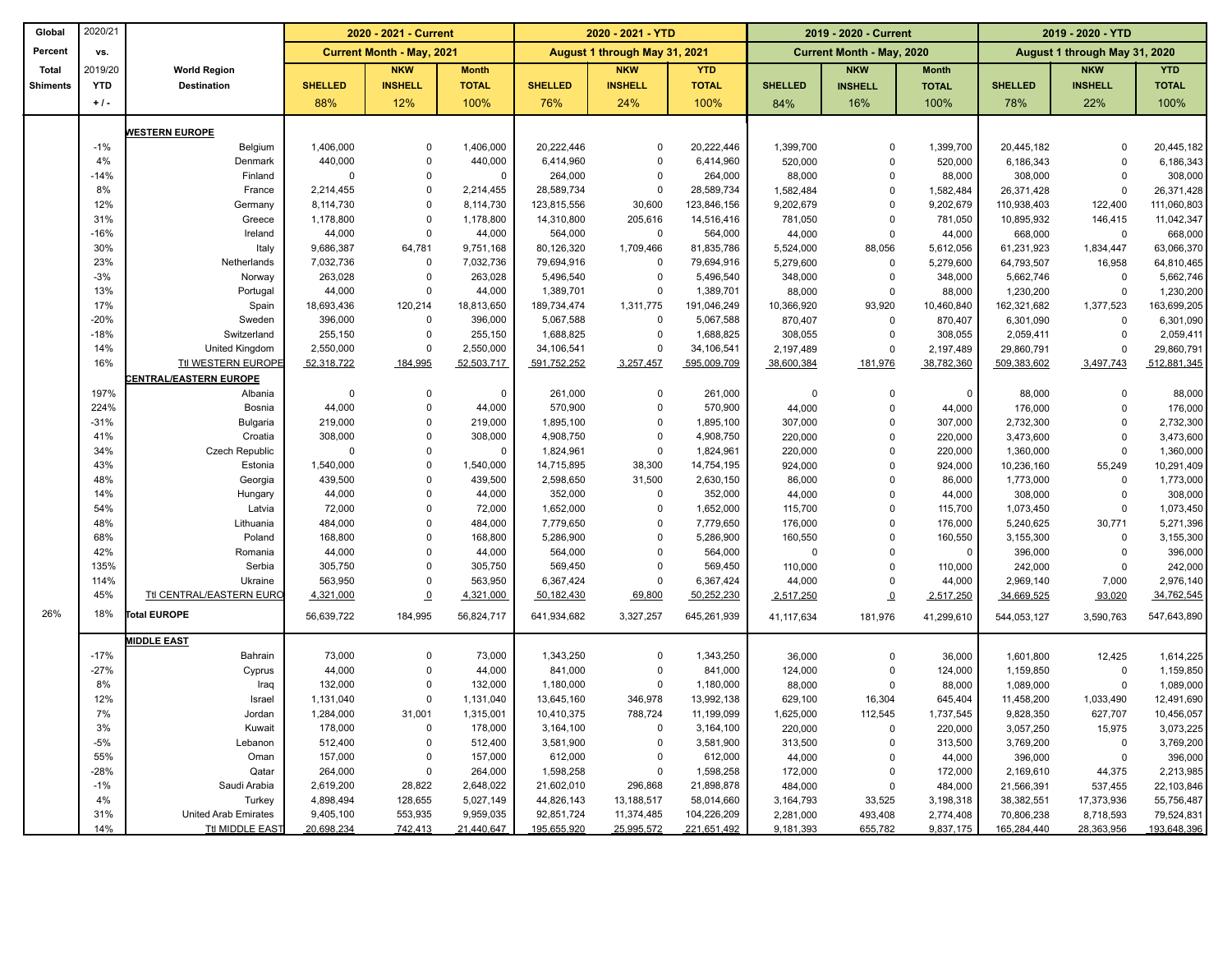| Global Percent Total Shiments | 2020/21 vs. 2019/20 YTD + / - | World Region Destination | 2020 - 2021 - Current Current Month - May, 2021 SHELLED 88% | NKW INSHELL 12% | Month TOTAL 100% | 2020 - 2021 - YTD August 1 through May 31, 2021 SHELLED 76% | NKW INSHELL 24% | YTD TOTAL 100% | 2019 - 2020 - Current Current Month - May, 2020 SHELLED 84% | NKW INSHELL 16% | Month TOTAL 100% | 2019 - 2020 - YTD August 1 through May 31, 2020 SHELLED 78% | NKW INSHELL 22% | YTD TOTAL 100% |
|---|---|---|---|---|---|---|---|---|---|---|---|---|---|---|
| | | **WESTERN EUROPE** | | | | | | | | | | | | |
| | -1% | Belgium | 1,406,000 | 0 | 1,406,000 | 20,222,446 | 0 | 20,222,446 | 1,399,700 | 0 | 1,399,700 | 20,445,182 | 0 | 20,445,182 |
| | 4% | Denmark | 440,000 | 0 | 440,000 | 6,414,960 | 0 | 6,414,960 | 520,000 | 0 | 520,000 | 6,186,343 | 0 | 6,186,343 |
| | -14% | Finland | 0 | 0 | 0 | 264,000 | 0 | 264,000 | 88,000 | 0 | 88,000 | 308,000 | 0 | 308,000 |
| | 8% | France | 2,214,455 | 0 | 2,214,455 | 28,589,734 | 0 | 28,589,734 | 1,582,484 | 0 | 1,582,484 | 26,371,428 | 0 | 26,371,428 |
| | 12% | Germany | 8,114,730 | 0 | 8,114,730 | 123,815,556 | 30,600 | 123,846,156 | 9,202,679 | 0 | 9,202,679 | 110,938,403 | 122,400 | 111,060,803 |
| | 31% | Greece | 1,178,800 | 0 | 1,178,800 | 14,310,800 | 205,616 | 14,516,416 | 781,050 | 0 | 781,050 | 10,895,932 | 146,415 | 11,042,347 |
| | -16% | Ireland | 44,000 | 0 | 44,000 | 564,000 | 0 | 564,000 | 44,000 | 0 | 44,000 | 668,000 | 0 | 668,000 |
| | 30% | Italy | 9,686,387 | 64,781 | 9,751,168 | 80,126,320 | 1,709,466 | 81,835,786 | 5,524,000 | 88,056 | 5,612,056 | 61,231,923 | 1,834,447 | 63,066,370 |
| | 23% | Netherlands | 7,032,736 | 0 | 7,032,736 | 79,694,916 | 0 | 79,694,916 | 5,279,600 | 0 | 5,279,600 | 64,793,507 | 16,958 | 64,810,465 |
| | -3% | Norway | 263,028 | 0 | 263,028 | 5,496,540 | 0 | 5,496,540 | 348,000 | 0 | 348,000 | 5,662,746 | 0 | 5,662,746 |
| | 13% | Portugal | 44,000 | 0 | 44,000 | 1,389,701 | 0 | 1,389,701 | 88,000 | 0 | 88,000 | 1,230,200 | 0 | 1,230,200 |
| | 17% | Spain | 18,693,436 | 120,214 | 18,813,650 | 189,734,474 | 1,311,775 | 191,046,249 | 10,366,920 | 93,920 | 10,460,840 | 162,321,682 | 1,377,523 | 163,699,205 |
| | -20% | Sweden | 396,000 | 0 | 396,000 | 5,067,588 | 0 | 5,067,588 | 870,407 | 0 | 870,407 | 6,301,090 | 0 | 6,301,090 |
| | -18% | Switzerland | 255,150 | 0 | 255,150 | 1,688,825 | 0 | 1,688,825 | 308,055 | 0 | 308,055 | 2,059,411 | 0 | 2,059,411 |
| | 14% | United Kingdom | 2,550,000 | 0 | 2,550,000 | 34,106,541 | 0 | 34,106,541 | 2,197,489 | 0 | 2,197,489 | 29,860,791 | 0 | 29,860,791 |
| | 16% | Ttl WESTERN EUROPE | 52,318,722 | 184,995 | 52,503,717 | 591,752,252 | 3,257,457 | 595,009,709 | 38,600,384 | 181,976 | 38,782,360 | 509,383,602 | 3,497,743 | 512,881,345 |
| | | **CENTRAL/EASTERN EUROPE** | | | | | | | | | | | | |
| | 197% | Albania | 0 | 0 | 0 | 261,000 | 0 | 261,000 | 0 | 0 | 0 | 88,000 | 0 | 88,000 |
| | 224% | Bosnia | 44,000 | 0 | 44,000 | 570,900 | 0 | 570,900 | 44,000 | 0 | 44,000 | 176,000 | 0 | 176,000 |
| | -31% | Bulgaria | 219,000 | 0 | 219,000 | 1,895,100 | 0 | 1,895,100 | 307,000 | 0 | 307,000 | 2,732,300 | 0 | 2,732,300 |
| | 41% | Croatia | 308,000 | 0 | 308,000 | 4,908,750 | 0 | 4,908,750 | 220,000 | 0 | 220,000 | 3,473,600 | 0 | 3,473,600 |
| | 34% | Czech Republic | 0 | 0 | 0 | 1,824,961 | 0 | 1,824,961 | 220,000 | 0 | 220,000 | 1,360,000 | 0 | 1,360,000 |
| | 43% | Estonia | 1,540,000 | 0 | 1,540,000 | 14,715,895 | 38,300 | 14,754,195 | 924,000 | 0 | 924,000 | 10,236,160 | 55,249 | 10,291,409 |
| | 48% | Georgia | 439,500 | 0 | 439,500 | 2,598,650 | 31,500 | 2,630,150 | 86,000 | 0 | 86,000 | 1,773,000 | 0 | 1,773,000 |
| | 14% | Hungary | 44,000 | 0 | 44,000 | 352,000 | 0 | 352,000 | 44,000 | 0 | 44,000 | 308,000 | 0 | 308,000 |
| | 54% | Latvia | 72,000 | 0 | 72,000 | 1,652,000 | 0 | 1,652,000 | 115,700 | 0 | 115,700 | 1,073,450 | 0 | 1,073,450 |
| | 48% | Lithuania | 484,000 | 0 | 484,000 | 7,779,650 | 0 | 7,779,650 | 176,000 | 0 | 176,000 | 5,240,625 | 30,771 | 5,271,396 |
| | 68% | Poland | 168,800 | 0 | 168,800 | 5,286,900 | 0 | 5,286,900 | 160,550 | 0 | 160,550 | 3,155,300 | 0 | 3,155,300 |
| | 42% | Romania | 44,000 | 0 | 44,000 | 564,000 | 0 | 564,000 | 0 | 0 | 0 | 396,000 | 0 | 396,000 |
| | 135% | Serbia | 305,750 | 0 | 305,750 | 569,450 | 0 | 569,450 | 110,000 | 0 | 110,000 | 242,000 | 0 | 242,000 |
| | 114% | Ukraine | 563,950 | 0 | 563,950 | 6,367,424 | 0 | 6,367,424 | 44,000 | 0 | 44,000 | 2,969,140 | 7,000 | 2,976,140 |
| | 45% | Ttl CENTRAL/EASTERN EURO | 4,321,000 | 0 | 4,321,000 | 50,182,430 | 69,800 | 50,252,230 | 2,517,250 | 0 | 2,517,250 | 34,669,525 | 93,020 | 34,762,545 |
| 26% | 18% | **Total EUROPE** | 56,639,722 | 184,995 | 56,824,717 | 641,934,682 | 3,327,257 | 645,261,939 | 41,117,634 | 181,976 | 41,299,610 | 544,053,127 | 3,590,763 | 547,643,890 |
| | | **MIDDLE EAST** | | | | | | | | | | | | |
| | -17% | Bahrain | 73,000 | 0 | 73,000 | 1,343,250 | 0 | 1,343,250 | 36,000 | 0 | 36,000 | 1,601,800 | 12,425 | 1,614,225 |
| | -27% | Cyprus | 44,000 | 0 | 44,000 | 841,000 | 0 | 841,000 | 124,000 | 0 | 124,000 | 1,159,850 | 0 | 1,159,850 |
| | 8% | Iraq | 132,000 | 0 | 132,000 | 1,180,000 | 0 | 1,180,000 | 88,000 | 0 | 88,000 | 1,089,000 | 0 | 1,089,000 |
| | 12% | Israel | 1,131,040 | 0 | 1,131,040 | 13,645,160 | 346,978 | 13,992,138 | 629,100 | 16,304 | 645,404 | 11,458,200 | 1,033,490 | 12,491,690 |
| | 7% | Jordan | 1,284,000 | 31,001 | 1,315,001 | 10,410,375 | 788,724 | 11,199,099 | 1,625,000 | 112,545 | 1,737,545 | 9,828,350 | 627,707 | 10,456,057 |
| | 3% | Kuwait | 178,000 | 0 | 178,000 | 3,164,100 | 0 | 3,164,100 | 220,000 | 0 | 220,000 | 3,057,250 | 15,975 | 3,073,225 |
| | -5% | Lebanon | 512,400 | 0 | 512,400 | 3,581,900 | 0 | 3,581,900 | 313,500 | 0 | 313,500 | 3,769,200 | 0 | 3,769,200 |
| | 55% | Oman | 157,000 | 0 | 157,000 | 612,000 | 0 | 612,000 | 44,000 | 0 | 44,000 | 396,000 | 0 | 396,000 |
| | -28% | Qatar | 264,000 | 0 | 264,000 | 1,598,258 | 0 | 1,598,258 | 172,000 | 0 | 172,000 | 2,169,610 | 44,375 | 2,213,985 |
| | -1% | Saudi Arabia | 2,619,200 | 28,822 | 2,648,022 | 21,602,010 | 296,868 | 21,898,878 | 484,000 | 0 | 484,000 | 21,566,391 | 537,455 | 22,103,846 |
| | 4% | Turkey | 4,898,494 | 128,655 | 5,027,149 | 44,826,143 | 13,188,517 | 58,014,660 | 3,164,793 | 33,525 | 3,198,318 | 38,382,551 | 17,373,936 | 55,756,487 |
| | 31% | United Arab Emirates | 9,405,100 | 553,935 | 9,959,035 | 92,851,724 | 11,374,485 | 104,226,209 | 2,281,000 | 493,408 | 2,774,408 | 70,806,238 | 8,718,593 | 79,524,831 |
| | 14% | Ttl MIDDLE EAST | 20,698,234 | 742,413 | 21,440,647 | 195,655,920 | 25,995,572 | 221,651,492 | 9,181,393 | 655,782 | 9,837,175 | 165,284,440 | 28,363,956 | 193,648,396 |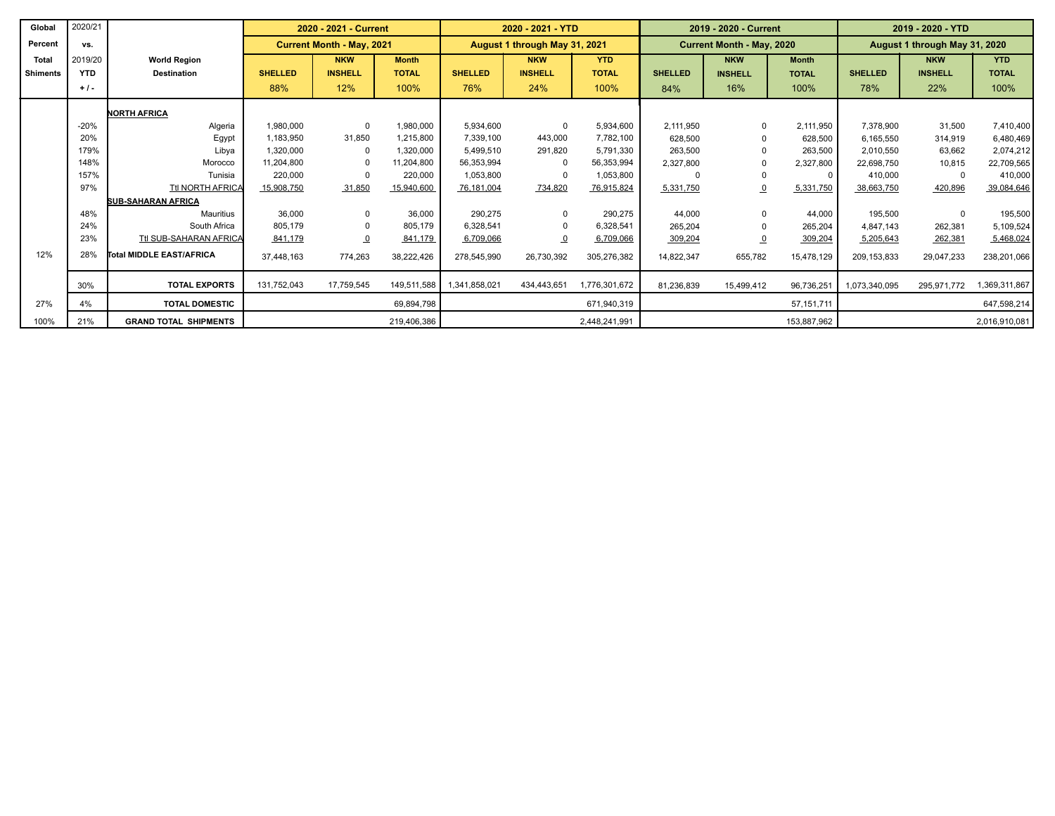| Global Percent Total Shiments | 2020/21 vs. 2019/20 YTD + / - | World Region Destination | 2020 - 2021 - Current Current Month - May, 2021 | | | 2020 - 2021 - YTD August 1 through May 31, 2021 | | | 2019 - 2020 - Current Current Month - May, 2020 | | | 2019 - 2020 - YTD August 1 through May 31, 2020 | | |
|---|---|---|---|---|---|---|---|---|---|---|---|---|---|---|
| | | | SHELLED 88% | NKW INSHELL 12% | Month TOTAL 100% | SHELLED 76% | NKW INSHELL 24% | YTD TOTAL 100% | SHELLED 84% | NKW INSHELL 16% | Month TOTAL 100% | SHELLED 78% | NKW INSHELL 22% | YTD TOTAL 100% |
| | | **NORTH AFRICA** | | | | | | | | | | | | |
| | -20% | Algeria | 1,980,000 | 0 | 1,980,000 | 5,934,600 | 0 | 5,934,600 | 2,111,950 | 0 | 2,111,950 | 7,378,900 | 31,500 | 7,410,400 |
| | 20% | Egypt | 1,183,950 | 31,850 | 1,215,800 | 7,339,100 | 443,000 | 7,782,100 | 628,500 | 0 | 628,500 | 6,165,550 | 314,919 | 6,480,469 |
| | 179% | Libya | 1,320,000 | 0 | 1,320,000 | 5,499,510 | 291,820 | 5,791,330 | 263,500 | 0 | 263,500 | 2,010,550 | 63,662 | 2,074,212 |
| | 148% | Morocco | 11,204,800 | 0 | 11,204,800 | 56,353,994 | 0 | 56,353,994 | 2,327,800 | 0 | 2,327,800 | 22,698,750 | 10,815 | 22,709,565 |
| | 157% | Tunisia | 220,000 | 0 | 220,000 | 1,053,800 | 0 | 1,053,800 | 0 | 0 | 0 | 410,000 | 0 | 410,000 |
| | 97% | Ttl NORTH AFRICA | 15,908,750 | 31,850 | 15,940,600 | 76,181,004 | 734,820 | 76,915,824 | 5,331,750 | 0 | 5,331,750 | 38,663,750 | 420,896 | 39,084,646 |
| | | **SUB-SAHARAN AFRICA** | | | | | | | | | | | | |
| | 48% | Mauritius | 36,000 | 0 | 36,000 | 290,275 | 0 | 290,275 | 44,000 | 0 | 44,000 | 195,500 | 0 | 195,500 |
| | 24% | South Africa | 805,179 | 0 | 805,179 | 6,328,541 | 0 | 6,328,541 | 265,204 | 0 | 265,204 | 4,847,143 | 262,381 | 5,109,524 |
| | 23% | Ttl SUB-SAHARAN AFRICA | 841,179 | 0 | 841,179 | 6,709,066 | 0 | 6,709,066 | 309,204 | 0 | 309,204 | 5,205,643 | 262,381 | 5,468,024 |
| 12% | 28% | **Total MIDDLE EAST/AFRICA** | 37,448,163 | 774,263 | 38,222,426 | 278,545,990 | 26,730,392 | 305,276,382 | 14,822,347 | 655,782 | 15,478,129 | 209,153,833 | 29,047,233 | 238,201,066 |
| | 30% | **TOTAL EXPORTS** | 131,752,043 | 17,759,545 | 149,511,588 | 1,341,858,021 | 434,443,651 | 1,776,301,672 | 81,236,839 | 15,499,412 | 96,736,251 | 1,073,340,095 | 295,971,772 | 1,369,311,867 |
| 27% | 4% | **TOTAL DOMESTIC** | | | 69,894,798 | | | 671,940,319 | | | 57,151,711 | | | 647,598,214 |
| 100% | 21% | **GRAND TOTAL SHIPMENTS** | | | 219,406,386 | | | 2,448,241,991 | | | 153,887,962 | | | 2,016,910,081 |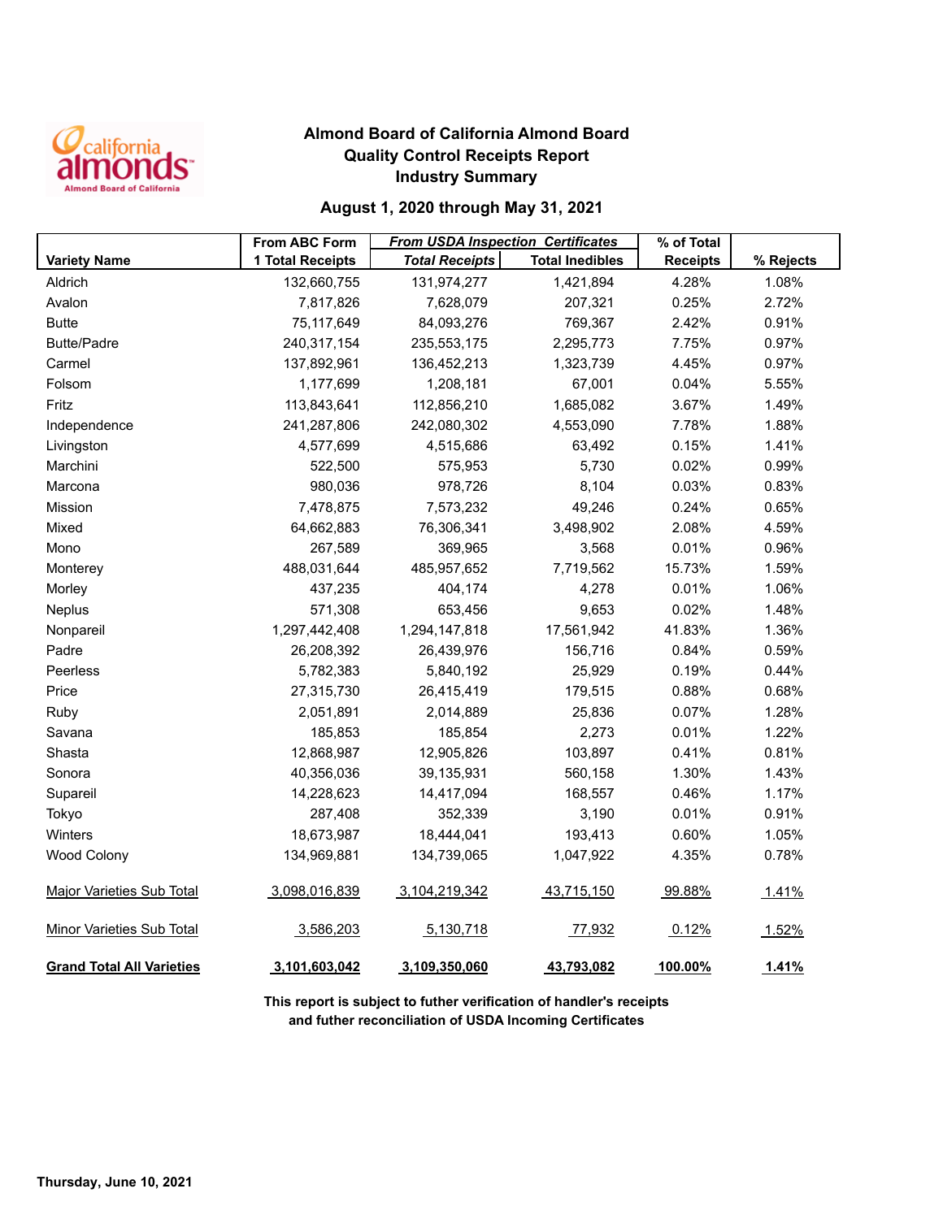# Almond Board of California Almond Board
## Quality Control Receipts Report
## Industry Summary

### August 1, 2020 through May 31, 2021

| Variety Name | From ABC Form 1 Total Receipts | *From USDA Inspection Certificates* *Total Receipts* | Total Inedibles | % of Total Receipts | % Rejects |
|---|---|---|---|---|---|
| Aldrich | 132,660,755 | 131,974,277 | 1,421,894 | 4.28% | 1.08% |
| Avalon | 7,817,826 | 7,628,079 | 207,321 | 0.25% | 2.72% |
| Butte | 75,117,649 | 84,093,276 | 769,367 | 2.42% | 0.91% |
| Butte/Padre | 240,317,154 | 235,553,175 | 2,295,773 | 7.75% | 0.97% |
| Carmel | 137,892,961 | 136,452,213 | 1,323,739 | 4.45% | 0.97% |
| Folsom | 1,177,699 | 1,208,181 | 67,001 | 0.04% | 5.55% |
| Fritz | 113,843,641 | 112,856,210 | 1,685,082 | 3.67% | 1.49% |
| Independence | 241,287,806 | 242,080,302 | 4,553,090 | 7.78% | 1.88% |
| Livingston | 4,577,699 | 4,515,686 | 63,492 | 0.15% | 1.41% |
| Marchini | 522,500 | 575,953 | 5,730 | 0.02% | 0.99% |
| Marcona | 980,036 | 978,726 | 8,104 | 0.03% | 0.83% |
| Mission | 7,478,875 | 7,573,232 | 49,246 | 0.24% | 0.65% |
| Mixed | 64,662,883 | 76,306,341 | 3,498,902 | 2.08% | 4.59% |
| Mono | 267,589 | 369,965 | 3,568 | 0.01% | 0.96% |
| Monterey | 488,031,644 | 485,957,652 | 7,719,562 | 15.73% | 1.59% |
| Morley | 437,235 | 404,174 | 4,278 | 0.01% | 1.06% |
| Neplus | 571,308 | 653,456 | 9,653 | 0.02% | 1.48% |
| Nonpareil | 1,297,442,408 | 1,294,147,818 | 17,561,942 | 41.83% | 1.36% |
| Padre | 26,208,392 | 26,439,976 | 156,716 | 0.84% | 0.59% |
| Peerless | 5,782,383 | 5,840,192 | 25,929 | 0.19% | 0.44% |
| Price | 27,315,730 | 26,415,419 | 179,515 | 0.88% | 0.68% |
| Ruby | 2,051,891 | 2,014,889 | 25,836 | 0.07% | 1.28% |
| Savana | 185,853 | 185,854 | 2,273 | 0.01% | 1.22% |
| Shasta | 12,868,987 | 12,905,826 | 103,897 | 0.41% | 0.81% |
| Sonora | 40,356,036 | 39,135,931 | 560,158 | 1.30% | 1.43% |
| Supareil | 14,228,623 | 14,417,094 | 168,557 | 0.46% | 1.17% |
| Tokyo | 287,408 | 352,339 | 3,190 | 0.01% | 0.91% |
| Winters | 18,673,987 | 18,444,041 | 193,413 | 0.60% | 1.05% |
| Wood Colony | 134,969,881 | 134,739,065 | 1,047,922 | 4.35% | 0.78% |
| Major Varieties Sub Total | 3,098,016,839 | 3,104,219,342 | 43,715,150 | 99.88% | 1.41% |
| Minor Varieties Sub Total | 3,586,203 | 5,130,718 | 77,932 | 0.12% | 1.52% |
| **Grand Total All Varieties** | **3,101,603,042** | **3,109,350,060** | **43,793,082** | **100.00%** | **1.41%** |

**This report is subject to futher verification of handler's receipts and futher reconciliation of USDA Incoming Certificates**

**Thursday, June 10, 2021**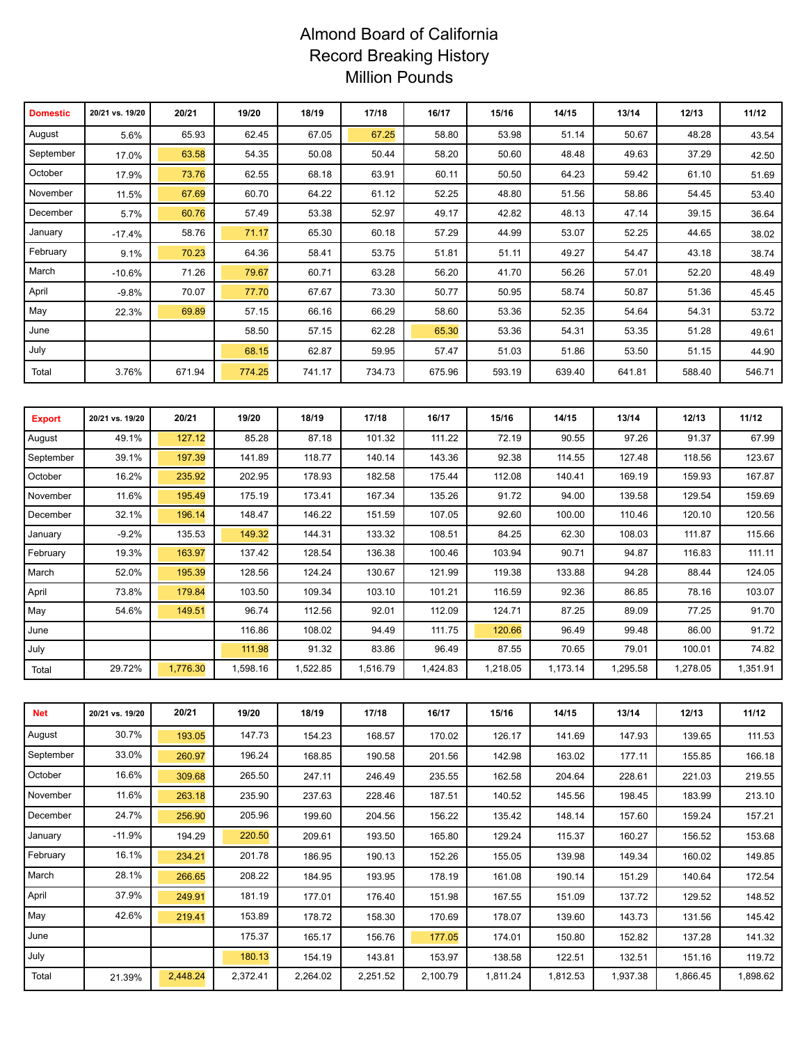# Almond Board of California
## Record Breaking History
### Million Pounds

| Domestic | 20/21 vs. 19/20 | 20/21 | 19/20 | 18/19 | 17/18 | 16/17 | 15/16 | 14/15 | 13/14 | 12/13 | 11/12 |
|---|---|---|---|---|---|---|---|---|---|---|---|
| August | 5.6% | 65.93 | 62.45 | 67.05 | 67.25 | 58.80 | 53.98 | 51.14 | 50.67 | 48.28 | 43.54 |
| September | 17.0% | 63.58 | 54.35 | 50.08 | 50.44 | 58.20 | 50.60 | 48.48 | 49.63 | 37.29 | 42.50 |
| October | 17.9% | 73.76 | 62.55 | 68.18 | 63.91 | 60.11 | 50.50 | 64.23 | 59.42 | 61.10 | 51.69 |
| November | 11.5% | 67.69 | 60.70 | 64.22 | 61.12 | 52.25 | 48.80 | 51.56 | 58.86 | 54.45 | 53.40 |
| December | 5.7% | 60.76 | 57.49 | 53.38 | 52.97 | 49.17 | 42.82 | 48.13 | 47.14 | 39.15 | 36.64 |
| January | -17.4% | 58.76 | 71.17 | 65.30 | 60.18 | 57.29 | 44.99 | 53.07 | 52.25 | 44.65 | 38.02 |
| February | 9.1% | 70.23 | 64.36 | 58.41 | 53.75 | 51.81 | 51.11 | 49.27 | 54.47 | 43.18 | 38.74 |
| March | -10.6% | 71.26 | 79.67 | 60.71 | 63.28 | 56.20 | 41.70 | 56.26 | 57.01 | 52.20 | 48.49 |
| April | -9.8% | 70.07 | 77.70 | 67.67 | 73.30 | 50.77 | 50.95 | 58.74 | 50.87 | 51.36 | 45.45 |
| May | 22.3% | 69.89 | 57.15 | 66.16 | 66.29 | 58.60 | 53.36 | 52.35 | 54.64 | 54.31 | 53.72 |
| June | | | 58.50 | 57.15 | 62.28 | 65.30 | 53.36 | 54.31 | 53.35 | 51.28 | 49.61 |
| July | | | 68.15 | 62.87 | 59.95 | 57.47 | 51.03 | 51.86 | 53.50 | 51.15 | 44.90 |
| Total | 3.76% | 671.94 | 774.25 | 741.17 | 734.73 | 675.96 | 593.19 | 639.40 | 641.81 | 588.40 | 546.71 |

| Export | 20/21 vs. 19/20 | 20/21 | 19/20 | 18/19 | 17/18 | 16/17 | 15/16 | 14/15 | 13/14 | 12/13 | 11/12 |
|---|---|---|---|---|---|---|---|---|---|---|---|
| August | 49.1% | 127.12 | 85.28 | 87.18 | 101.32 | 111.22 | 72.19 | 90.55 | 97.26 | 91.37 | 67.99 |
| September | 39.1% | 197.39 | 141.89 | 118.77 | 140.14 | 143.36 | 92.38 | 114.55 | 127.48 | 118.56 | 123.67 |
| October | 16.2% | 235.92 | 202.95 | 178.93 | 182.58 | 175.44 | 112.08 | 140.41 | 169.19 | 159.93 | 167.87 |
| November | 11.6% | 195.49 | 175.19 | 173.41 | 167.34 | 135.26 | 91.72 | 94.00 | 139.58 | 129.54 | 159.69 |
| December | 32.1% | 196.14 | 148.47 | 146.22 | 151.59 | 107.05 | 92.60 | 100.00 | 110.46 | 120.10 | 120.56 |
| January | -9.2% | 135.53 | 149.32 | 144.31 | 133.32 | 108.51 | 84.25 | 62.30 | 108.03 | 111.87 | 115.66 |
| February | 19.3% | 163.97 | 137.42 | 128.54 | 136.38 | 100.46 | 103.94 | 90.71 | 94.87 | 116.83 | 111.11 |
| March | 52.0% | 195.39 | 128.56 | 124.24 | 130.67 | 121.99 | 119.38 | 133.88 | 94.28 | 88.44 | 124.05 |
| April | 73.8% | 179.84 | 103.50 | 109.34 | 103.10 | 101.21 | 116.59 | 92.36 | 86.85 | 78.16 | 103.07 |
| May | 54.6% | 149.51 | 96.74 | 112.56 | 92.01 | 112.09 | 124.71 | 87.25 | 89.09 | 77.25 | 91.70 |
| June | | | 116.86 | 108.02 | 94.49 | 111.75 | 120.66 | 96.49 | 99.48 | 86.00 | 91.72 |
| July | | | 111.98 | 91.32 | 83.86 | 96.49 | 87.55 | 70.65 | 79.01 | 100.01 | 74.82 |
| Total | 29.72% | 1,776.30 | 1,598.16 | 1,522.85 | 1,516.79 | 1,424.83 | 1,218.05 | 1,173.14 | 1,295.58 | 1,278.05 | 1,351.91 |

| Net | 20/21 vs. 19/20 | 20/21 | 19/20 | 18/19 | 17/18 | 16/17 | 15/16 | 14/15 | 13/14 | 12/13 | 11/12 |
|---|---|---|---|---|---|---|---|---|---|---|---|
| August | 30.7% | 193.05 | 147.73 | 154.23 | 168.57 | 170.02 | 126.17 | 141.69 | 147.93 | 139.65 | 111.53 |
| September | 33.0% | 260.97 | 196.24 | 168.85 | 190.58 | 201.56 | 142.98 | 163.02 | 177.11 | 155.85 | 166.18 |
| October | 16.6% | 309.68 | 265.50 | 247.11 | 246.49 | 235.55 | 162.58 | 204.64 | 228.61 | 221.03 | 219.55 |
| November | 11.6% | 263.18 | 235.90 | 237.63 | 228.46 | 187.51 | 140.52 | 145.56 | 198.45 | 183.99 | 213.10 |
| December | 24.7% | 256.90 | 205.96 | 199.60 | 204.56 | 156.22 | 135.42 | 148.14 | 157.60 | 159.24 | 157.21 |
| January | -11.9% | 194.29 | 220.50 | 209.61 | 193.50 | 165.80 | 129.24 | 115.37 | 160.27 | 156.52 | 153.68 |
| February | 16.1% | 234.21 | 201.78 | 186.95 | 190.13 | 152.26 | 155.05 | 139.98 | 149.34 | 160.02 | 149.85 |
| March | 28.1% | 266.65 | 208.22 | 184.95 | 193.95 | 178.19 | 161.08 | 190.14 | 151.29 | 140.64 | 172.54 |
| April | 37.9% | 249.91 | 181.19 | 177.01 | 176.40 | 151.98 | 167.55 | 151.09 | 137.72 | 129.52 | 148.52 |
| May | 42.6% | 219.41 | 153.89 | 178.72 | 158.30 | 170.69 | 178.07 | 139.60 | 143.73 | 131.56 | 145.42 |
| June | | | 175.37 | 165.17 | 156.76 | 177.05 | 174.01 | 150.80 | 152.82 | 137.28 | 141.32 |
| July | | | 180.13 | 154.19 | 143.81 | 153.97 | 138.58 | 122.51 | 132.51 | 151.16 | 119.72 |
| Total | 21.39% | 2,448.24 | 2,372.41 | 2,264.02 | 2,251.52 | 2,100.79 | 1,811.24 | 1,812.53 | 1,937.38 | 1,866.45 | 1,898.62 |